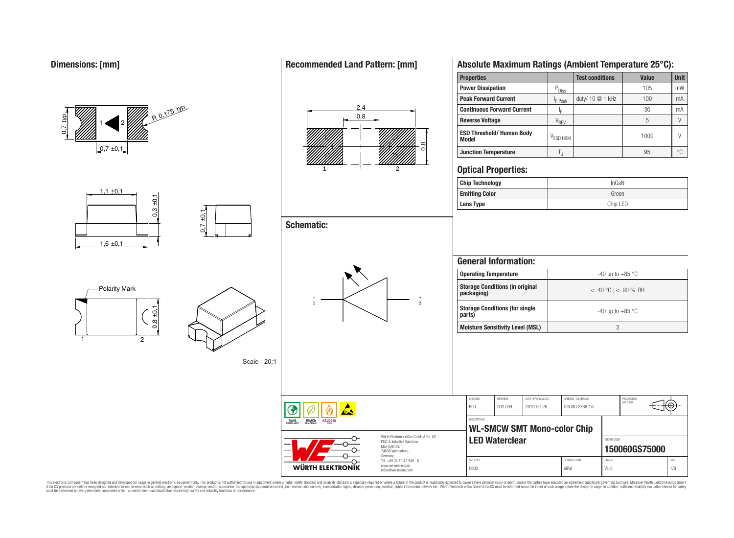## Dimensions: [mm]

0,7 typ.
R 0,175 typ.
0,7 ±0,1
1,1 ±0,1
0,3 ±0,1
1,6 ±0,1
0,7 ±0,1
Polarity Mark
0,8 ±0,1

Scale - 20:1

## Recommended Land Pattern: [mm]

2,4
0,8
0,8

## Schematic:

- 1
+ 2

## Absolute Maximum Ratings (Ambient Temperature 25°C):

| Properties | | Test conditions | Value | Unit |
|---|---|---|---|---|
| Power Dissipation | $P_{Diss}$ | | 105 | mW |
| Peak Forward Current | $I_{F\ Peak}$ | duty/ 10 @ 1 kHz | 100 | mA |
| Continuous Forward Current | $I_F$ | | 30 | mA |
| Reverse Voltage | $V_{REV}$ | | 5 | V |
| ESD Threshold/ Human Body Model | $V_{ESD\ HBM}$ | | 1000 | V |
| Junction Temperature | $T_J$ | | 95 | °C |

## Optical Properties:

| | |
|---|---|
| Chip Technology | InGaN |
| Emitting Color | Green |
| Lens Type | Chip LED |

## General Information:

| | |
|---|---|
| Operating Temperature | -40 up to +85 °C |
| Storage Conditions (in original packaging) | < 40 °C ; < 90 % RH |
| Storage Conditions (for single parts) | -40 up to +85 °C |
| Moisture Sensitivity Level (MSL) | 3 |

| CHECKED | REVISION | DATE (YYYY-MM-DD) | GENERAL TOLERANCE | PROJECTION METHOD |
|---|---|---|---|---|
| PLD | 002.009 | 2019-02-26 | DIN ISO 2768-1m | |

DESCRIPTION
**WL-SMCW SMT Mono-color Chip LED Waterclear**

ORDER CODE
**150060GS75000**

| SIZE/TYPE | BUSINESS UNIT | STATUS | PAGE |
|---|---|---|---|
| 0603 | eiPal | Valid | 1/8 |

RoHS COMPLIANT REACh COMPLIANT HALOGEN FREE

Würth Elektronik eiSos GmbH & Co. KG
EMC & Inductive Solutions
Max-Eyth-Str. 1
74638 Waldenburg
Germany
Tel. +49 (0) 79 42 945 - 0
www.we-online.com
eiSos@we-online.com

WÜRTH ELEKTRONIK

This electronic component has been designed and developed for usage in general electronic equipment only. This product is not authorized for use in equipment where a higher safety standard and reliability standard is especially required or where a failure of the product is reasonably expected to cause severe personal injury or death, unless the parties have executed an agreement specifically governing such use. Moreover Würth Elektronik eiSos GmbH & Co KG products are neither designed nor intended for use in areas such as military, aerospace, aviation, nuclear control, submarine, transportation (automotive control, train control, ship control), transportation signal, disaster prevention, medical, public information network etc.. Würth Elektronik eiSos GmbH & Co KG must be informed about the intent of such usage before the design-in stage. In addition, sufficient reliability evaluation checks for safety must be performed on every electronic component which is used in electrical circuits that require high safety and reliability functions or performance.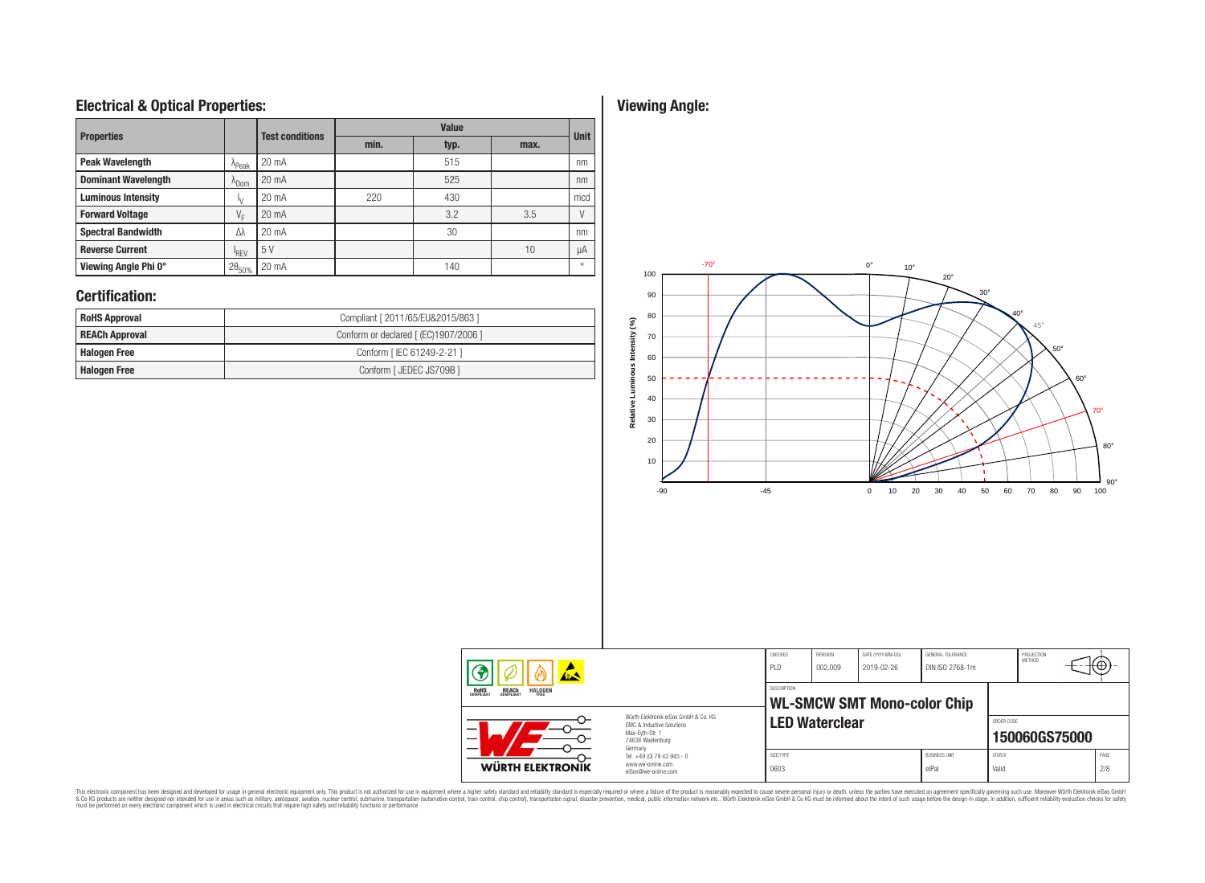## Electrical & Optical Properties:

| Properties | | Test conditions | Value | | | Unit |
|---|---|---|---|---|---|---|
| | | | min. | typ. | max. | |
| Peak Wavelength | $\lambda_{Peak}$ | 20 mA | | 515 | | nm |
| Dominant Wavelength | $\lambda_{Dom}$ | 20 mA | | 525 | | nm |
| Luminous Intensity | $I_V$ | 20 mA | 220 | 430 | | mcd |
| Forward Voltage | $V_F$ | 20 mA | | 3.2 | 3.5 | V |
| Spectral Bandwidth | $\Delta\lambda$ | 20 mA | | 30 | | nm |
| Reverse Current | $I_{REV}$ | 5 V | | | 10 | µA |
| Viewing Angle Phi 0° | $2\theta_{50\%}$ | 20 mA | | 140 | | ° |

## Certification:

| | |
|---|---|
| RoHS Approval | Compliant [ 2011/65/EU&2015/863 ] |
| REACh Approval | Conform or declared [ (EC)1907/2006 ] |
| Halogen Free | Conform [ IEC 61249-2-21 ] |
| Halogen Free | Conform [ JEDEC JS709B ] |

## Viewing Angle:

| CHECKED | REVISION | DATE (YYYY-MM-DD) | GENERAL TOLERANCE | PROJECTION METHOD |
|---|---|---|---|---|
| PLD | 002.009 | 2019-02-26 | DIN ISO 2768-1m | |

DESCRIPTION
**WL-SMCW SMT Mono-color Chip LED Waterclear**

Würth Elektronik eiSos GmbH & Co. KG
EMC & Inductive Solutions
Max-Eyth-Str. 1
74638 Waldenburg
Germany
Tel. +49 (0) 79 42 945 - 0
www.we-online.com
eiSos@we-online.com

ORDER CODE: **150060GS75000**

| SIZE/TYPE | BUSINESS UNIT | STATUS |
|---|---|---|
| 0603 | eiPal | Valid |

This electronic component has been designed and developed for usage in general electronic equipment only. This product is not authorized for use in equipment where a higher safety standard and reliability standard is especially required or where a failure of the product is reasonably expected to cause severe personal injury or death, unless the parties have executed an agreement specifically governing such use. Moreover Würth Elektronik eiSos GmbH & Co KG products are neither designed nor intended for use in areas such as military, aerospace, aviation, nuclear control, submarine, transportation (automotive control, train control, ship control), transportation signal, disaster prevention, medical, public information network etc.. Würth Elektronik eiSos GmbH & Co KG must be informed about the intent of such usage before the design-in stage. In addition, sufficient reliability evaluation checks for safety must be performed on every electronic component which is used in electrical circuits that require high safety and reliability functions or performance.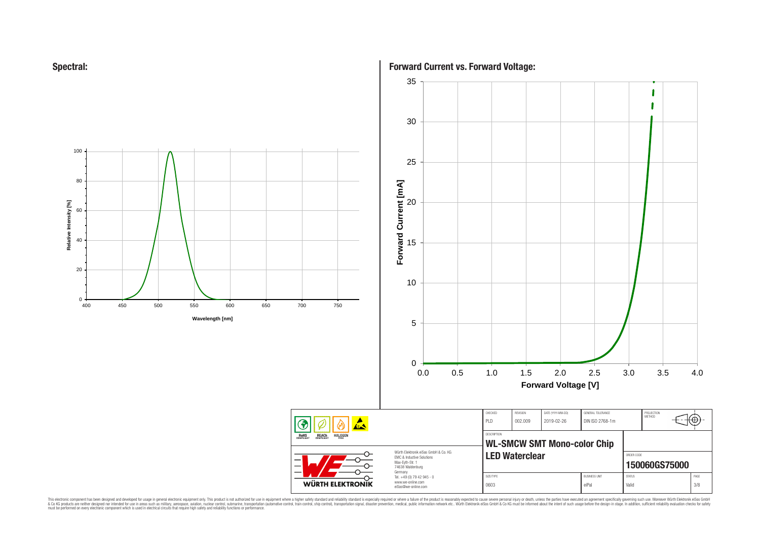## Spectral:

Relative Intensity [%]

Wavelength [nm]

## Forward Current vs. Forward Voltage:

Forward Current [mA]

Forward Voltage [V]

| CHECKED | REVISION | DATE (YYYY-MM-DD) | GENERAL TOLERANCE | PROJECTION METHOD |
|---|---|---|---|---|
| PLD | 002.009 | 2019-02-26 | DIN ISO 2768-1m | |

DESCRIPTION

**WL-SMCW SMT Mono-color Chip LED Waterclear**

ORDER CODE

**150060GS75000**

| SIZE/TYPE | BUSINESS UNIT | STATUS | PAGE |
|---|---|---|---|
| 0603 | eiPal | Valid | 3/8 |

Würth Elektronik eiSos GmbH & Co. KG
EMC & Inductive Solutions
Max-Eyth-Str. 1
74638 Waldenburg
Germany
Tel. +49 (0) 79 42 945 - 0
www.we-online.com
eiSos@we-online.com

This electronic component has been designed and developed for usage in general electronic equipment only. This product is not authorized for usage in equipment where a higher safety standard and reliability standard is especially required or where a failure of the product is reasonably expected to cause severe personal injury or death, unless the parties have executed an agreement specifically governing such use. Moreover Würth Elektronik eiSos GmbH & Co KG products are neither designed nor intended for use in areas such as military, aerospace, aviation, nuclear control, submarine, transportation (automotive control, train control, ship control), transportation signal, disaster prevention, medical, public information network etc.. Würth Elektronik eiSos GmbH & Co KG must be informed about the intent of such usage before the design-in stage. In addition, sufficient reliability evaluation checks for safety must be performed on every electronic component which is used in electrical circuits that require high safety and reliability functions or performance.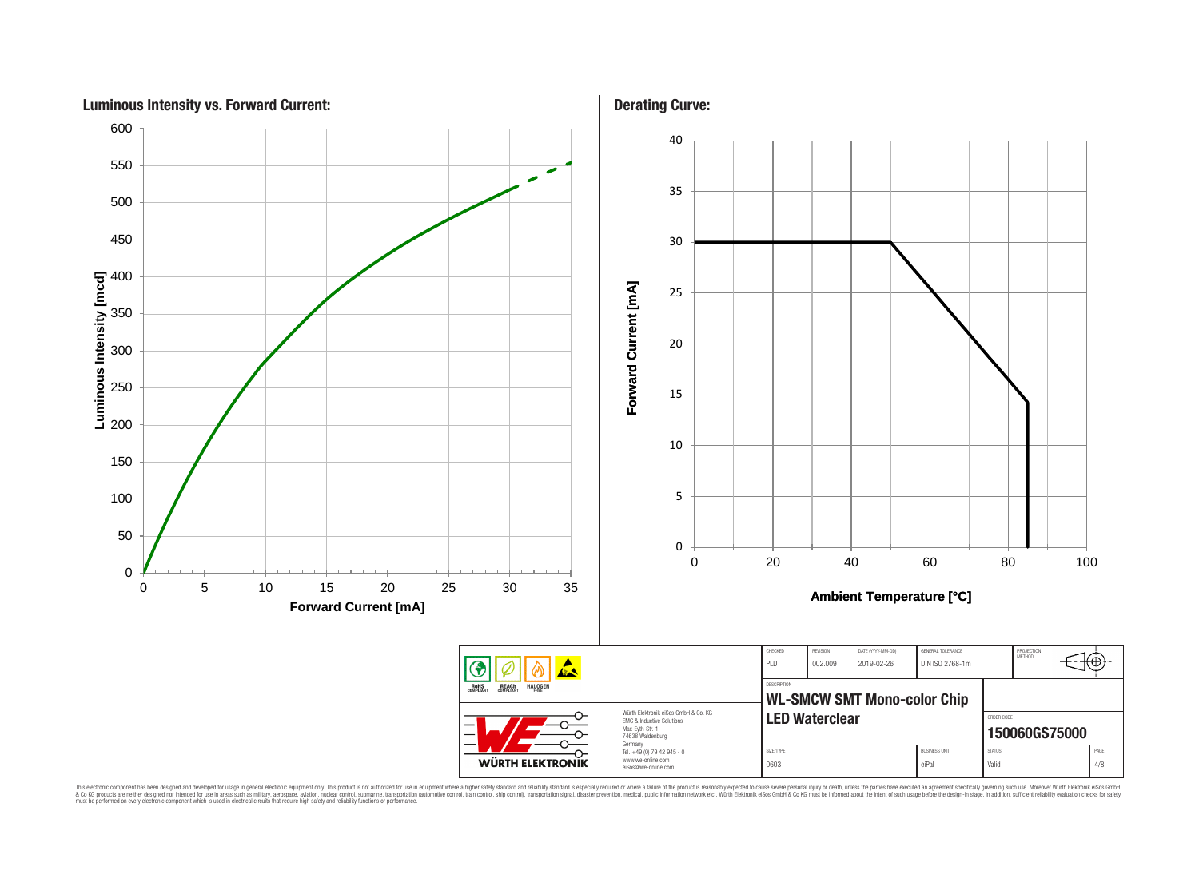## Luminous Intensity vs. Forward Current:

## Derating Curve:

| CHECKED | REVISION | DATE (YYYY-MM-DD) | GENERAL TOLERANCE | PROJECTION METHOD |
|---|---|---|---|---|
| PLD | 002.009 | 2019-02-26 | DIN ISO 2768-1m | |

DESCRIPTION

**WL-SMCW SMT Mono-color Chip LED Waterclear**

ORDER CODE

**150060GS75000**

| SIZE/TYPE | BUSINESS UNIT | STATUS | PAGE |
|---|---|---|---|
| 0603 | eiPal | Valid | 4/8 |

Würth Elektronik eiSos GmbH & Co. KG
EMC & Inductive Solutions
Max-Eyth-Str. 1
74638 Waldenburg
Germany
Tel. +49 (0) 79 42 945 - 0
www.we-online.com
eiSos@we-online.com

This electronic component has been designed and developed for usage in general electronic equipment only. This product is not authorized for use in equipment where a higher safety standard and reliability standard is especially required or where a failure of the product is reasonably expected to cause severe personal injury or death, unless the parties have executed an agreement specifically governing such use. Moreover Würth Elektronik eiSos GmbH & Co KG products are neither designed nor intended for use in areas such as military, aerospace, aviation, nuclear control, submarine, transportation (automotive control, train control, ship control), transportation signal, disaster prevention, medical, public information network etc.. Würth Elektronik eiSos GmbH & Co KG must be informed about the intent of such usage before the design-in stage. In addition, sufficient reliability evaluation checks for safety must be performed on every electronic component which is used in electrical circuits that require high safety and reliability functions or performance.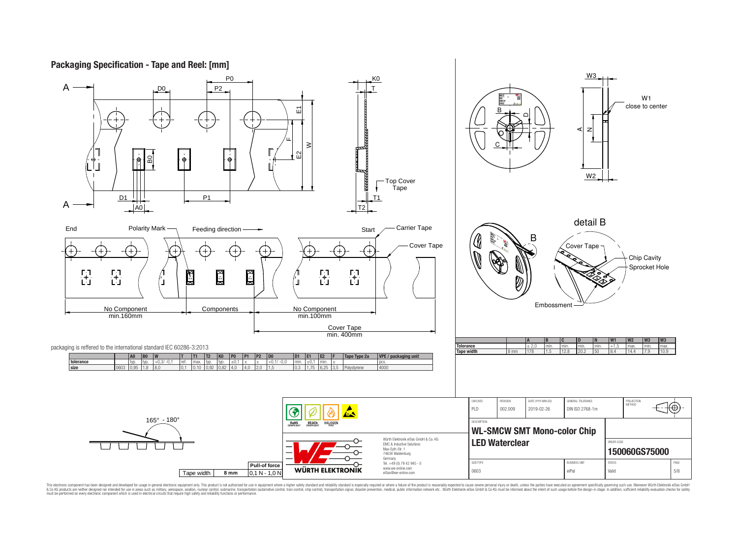## Packaging Specification - Tape and Reel: [mm]

End — Polarity Mark — Feeding direction — Start — Carrier Tape — Cover Tape

No Component min.160mm | Components | No Component min.100mm | Cover Tape min. 400mm

Top Cover Tape

detail B: Cover Tape, Chip Cavity, Sprocket Hole, Embossment

W1 close to center

packaging is reffered to the international standard IEC 60286-3:2013

| | | A0 | B0 | W | T | T1 | T2 | K0 | P0 | P1 | P2 | D0 | D1 | E1 | E2 | F | Tape Type 2a | VPE / packaging unit |
|---|---|---|---|---|---|---|---|---|---|---|---|---|---|---|---|---|---|---|
| tolerance | | typ. | typ. | +0,3/ -0,1 | ref. | max. | typ. | typ. | ±0,1 | ± | ± | +0,1/ -0,0 | min. | ±0,1 | min. | ± | | pcs. |
| size | 0603 | 0,95 | 1,8 | 8,0 | 0,1 | 0,10 | 0,92 | 0,82 | 4,0 | 4,0 | 2,0 | 1,5 | 0,3 | 1,75 | 6,25 | 3,5 | Polystyrene | 4000 |

| | | A | B | C | D | N | W1 | W2 | W3 | W3 |
|---|---|---|---|---|---|---|---|---|---|---|
| Tolerance | | ± 2,0 | min. | min. | min. | min. | +1,5 | max. | min. | max. |
| Tape width | 8 mm | 178 | 1,5 | 12,8 | 20,2 | 50 | 8,4 | 14,4 | 7,9 | 10,9 |

165° - 180°

| Tape width | 8 mm | Pull-of force |
|---|---|---|
| | | 0,1 N - 1,0 N |

RoHS COMPLIANT — REACh COMPLIANT — HALOGEN FREE

Würth Elektronik eiSos GmbH & Co. KG
EMC & Inductive Solutions
Max-Eyth-Str. 1
74638 Waldenburg
Germany
Tel. +49 (0) 79 42 945 - 0
www.we-online.com
eiSos@we-online.com

| CHECKED | REVISION | DATE (YYYY-MM-DD) | GENERAL TOLERANCE | PROJECTION METHOD |
|---|---|---|---|---|
| PLD | 002.009 | 2019-02-26 | DIN ISO 2768-1m | |

DESCRIPTION: **WL-SMCW SMT Mono-color Chip LED Waterclear**

ORDER CODE: **150060GS75000**

| SIZE/TYPE | BUSINESS UNIT | STATUS | PAGE |
|---|---|---|---|
| 0603 | eiPal | Valid | 5/8 |

This electronic component has been designed and developed for usage in general electronic equipment only. This product is not authorized for use in equipment where a higher safety standard and reliability standard is especially required or where a failure of the product is reasonably expected to cause severe personal injury or death, unless the parties have executed an agreement specifically governing such use. Moreover Würth Elektronik eiSos GmbH & Co KG products are neither designed nor intended for use in areas such as military, aerospace, aviation, nuclear control, submarine, transportation (automotive control, train control, ship control), transportation signal, disaster prevention, medical, public information network etc.. Würth Elektronik eiSos GmbH & Co KG must be informed about the intent of such usage before the design-in stage. In addition, sufficient reliability evaluation checks for safety must be performed on every electronic component which is used in electrical circuits that require high safety and reliability functions or performance.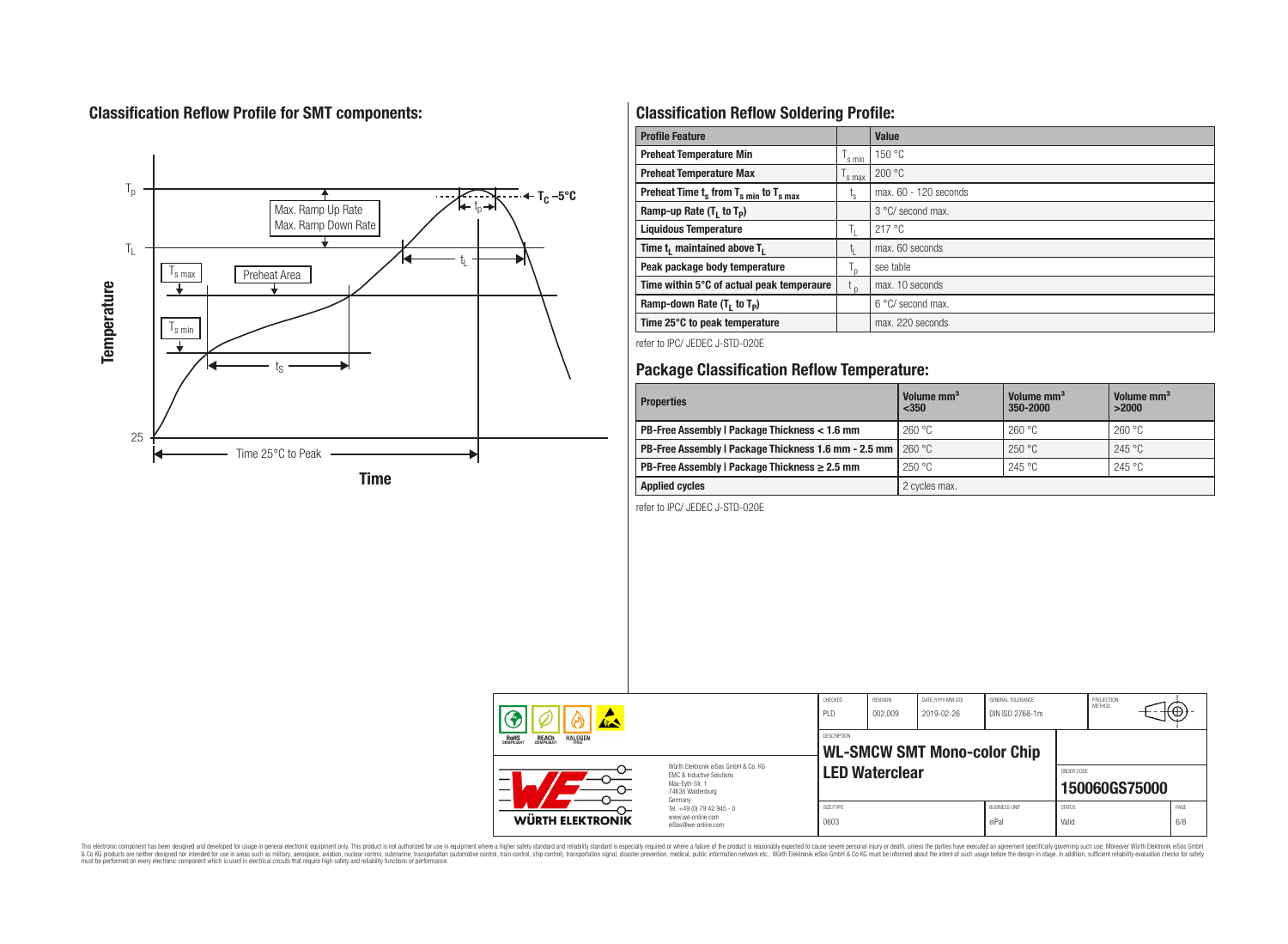## Classification Reflow Profile for SMT components:

## Classification Reflow Soldering Profile:

| Profile Feature | | Value |
|---|---|---|
| Preheat Temperature Min | $T_{s\ min}$ | 150 °C |
| Preheat Temperature Max | $T_{s\ max}$ | 200 °C |
| Preheat Time $t_s$ from $T_{s\ min}$ to $T_{s\ max}$ | $t_s$ | max. 60 - 120 seconds |
| Ramp-up Rate ($T_L$ to $T_P$) | | 3 °C/ second max. |
| Liquidous Temperature | $T_L$ | 217 °C |
| Time $t_L$ maintained above $T_L$ | $t_L$ | max. 60 seconds |
| Peak package body temperature | $T_p$ | see table |
| Time within 5°C of actual peak temperaure | $t_p$ | max. 10 seconds |
| Ramp-down Rate ($T_L$ to $T_P$) | | 6 °C/ second max. |
| Time 25°C to peak temperature | | max. 220 seconds |

refer to IPC/ JEDEC J-STD-020E

## Package Classification Reflow Temperature:

| Properties | Volume mm³ <350 | Volume mm³ 350-2000 | Volume mm³ >2000 |
|---|---|---|---|
| PB-Free Assembly \| Package Thickness < 1.6 mm | 260 °C | 260 °C | 260 °C |
| PB-Free Assembly \| Package Thickness 1.6 mm - 2.5 mm | 260 °C | 250 °C | 245 °C |
| PB-Free Assembly \| Package Thickness ≥ 2.5 mm | 250 °C | 245 °C | 245 °C |
| Applied cycles | 2 cycles max. | | |

refer to IPC/ JEDEC J-STD-020E

| CHECKED | REVISION | DATE (YYYY-MM-DD) | GENERAL TOLERANCE | PROJECTION METHOD |
|---|---|---|---|---|
| PLD | 002.009 | 2019-02-26 | DIN ISO 2768-1m | |

DESCRIPTION: **WL-SMCW SMT Mono-color Chip LED Waterclear**

ORDER CODE: **150060GS75000**

| SIZE/TYPE | BUSINESS UNIT | STATUS | PAGE |
|---|---|---|---|
| 0603 | eiPal | Valid | 6/8 |

Würth Elektronik eiSos GmbH & Co. KG
EMC & Inductive Solutions
Max-Eyth-Str. 1
74638 Waldenburg
Germany
Tel. +49 (0) 79 42 945 - 0
www.we-online.com
eiSos@we-online.com

This electronic component has been designed and developed for usage in general electronic equipment only. This product is not authorized for use in equipment where a higher safety standard and reliability standard is especially required or where a failure of the product is reasonably expected to cause severe personal injury or death, unless the parties have executed an agreement specifically governing such use. Moreover Würth Elektronik eiSos GmbH & Co KG products are neither designed nor intended for use in areas such as military, aerospace, aviation, nuclear control, submarine, transportation (automotive control, train control, ship control), transportation signal, disaster prevention, medical, public information network etc.. Würth Elektronik eiSos GmbH & Co KG must be informed about the intent of such usage before the design-in stage. In addition, sufficient reliability evaluation checks for safety must be performed on every electronic component which is used in electrical circuits that require high safety and reliability functions or performance.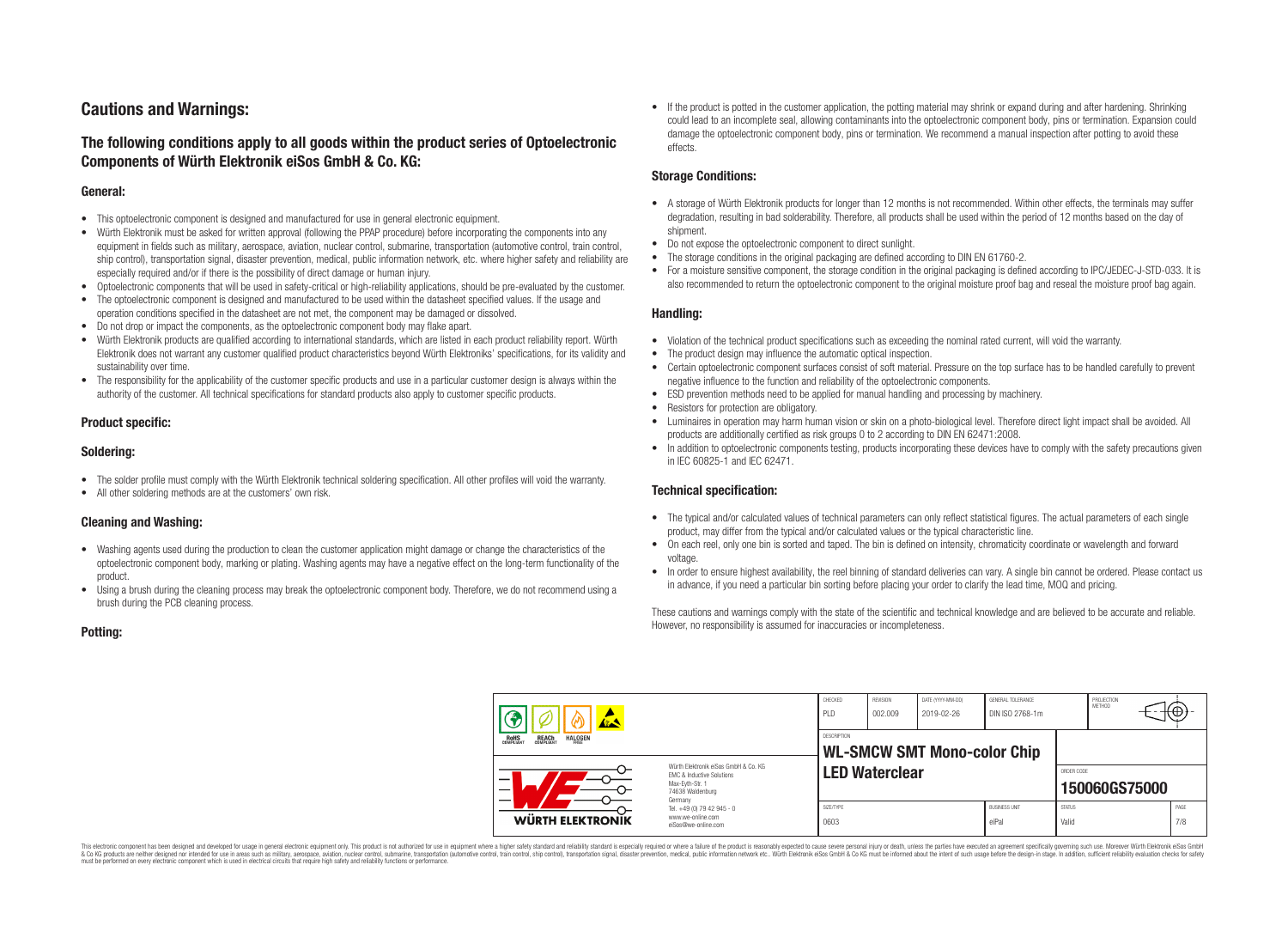## Cautions and Warnings:

### The following conditions apply to all goods within the product series of Optoelectronic Components of Würth Elektronik eiSos GmbH & Co. KG:

#### General:

- This optoelectronic component is designed and manufactured for use in general electronic equipment.
- Würth Elektronik must be asked for written approval (following the PPAP procedure) before incorporating the components into any equipment in fields such as military, aerospace, aviation, nuclear control, submarine, transportation (automotive control, train control, ship control), transportation signal, disaster prevention, medical, public information network, etc. where higher safety and reliability are especially required and/or if there is the possibility of direct damage or human injury.
- Optoelectronic components that will be used in safety-critical or high-reliability applications, should be pre-evaluated by the customer.
- The optoelectronic component is designed and manufactured to be used within the datasheet specified values. If the usage and operation conditions specified in the datasheet are not met, the component may be damaged or dissolved.
- Do not drop or impact the components, as the optoelectronic component body may flake apart.
- Würth Elektronik products are qualified according to international standards, which are listed in each product reliability report. Würth Elektronik does not warrant any customer qualified product characteristics beyond Würth Elektroniks' specifications, for its validity and sustainability over time.
- The responsibility for the applicability of the customer specific products and use in a particular customer design is always within the authority of the customer. All technical specifications for standard products also apply to customer specific products.

#### Product specific:

#### Soldering:

- The solder profile must comply with the Würth Elektronik technical soldering specification. All other profiles will void the warranty.
- All other soldering methods are at the customers' own risk.

#### Cleaning and Washing:

- Washing agents used during the production to clean the customer application might damage or change the characteristics of the optoelectronic component body, marking or plating. Washing agents may have a negative effect on the long-term functionality of the product.
- Using a brush during the cleaning process may break the optoelectronic component body. Therefore, we do not recommend using a brush during the PCB cleaning process.

#### Potting:

- If the product is potted in the customer application, the potting material may shrink or expand during and after hardening. Shrinking could lead to an incomplete seal, allowing contaminants into the optoelectronic component body, pins or termination. Expansion could damage the optoelectronic component body, pins or termination. We recommend a manual inspection after potting to avoid these effects.

#### Storage Conditions:

- A storage of Würth Elektronik products for longer than 12 months is not recommended. Within other effects, the terminals may suffer degradation, resulting in bad solderability. Therefore, all products shall be used within the period of 12 months based on the day of shipment.
- Do not expose the optoelectronic component to direct sunlight.
- The storage conditions in the original packaging are defined according to DIN EN 61760-2.
- For a moisture sensitive component, the storage condition in the original packaging is defined according to IPC/JEDEC-J-STD-033. It is also recommended to return the optoelectronic component to the original moisture proof bag and reseal the moisture proof bag again.

#### Handling:

- Violation of the technical product specifications such as exceeding the nominal rated current, will void the warranty.
- The product design may influence the automatic optical inspection.
- Certain optoelectronic component surfaces consist of soft material. Pressure on the top surface has to be handled carefully to prevent negative influence to the function and reliability of the optoelectronic components.
- ESD prevention methods need to be applied for manual handling and processing by machinery.
- Resistors for protection are obligatory.
- Luminaires in operation may harm human vision or skin on a photo-biological level. Therefore direct light impact shall be avoided. All products are additionally certified as risk groups 0 to 2 according to DIN EN 62471:2008.
- In addition to optoelectronic components testing, products incorporating these devices have to comply with the safety precautions given in IEC 60825-1 and IEC 62471.

#### Technical specification:

- The typical and/or calculated values of technical parameters can only reflect statistical figures. The actual parameters of each single product, may differ from the typical and/or calculated values or the typical characteristic line.
- On each reel, only one bin is sorted and taped. The bin is defined on intensity, chromaticity coordinate or wavelength and forward voltage.
- In order to ensure highest availability, the reel binning of standard deliveries can vary. A single bin cannot be ordered. Please contact us in advance, if you need a particular bin sorting before placing your order to clarify the lead time, MOQ and pricing.

These cautions and warnings comply with the state of the scientific and technical knowledge and are believed to be accurate and reliable. However, no responsibility is assumed for inaccuracies or incompleteness.

| CHECKED | REVISION | DATE (YYYY-MM-DD) | GENERAL TOLERANCE | PROJECTION METHOD |
|---|---|---|---|---|
| PLD | 002.009 | 2019-02-26 | DIN ISO 2768-1m | |

| DESCRIPTION | ORDER CODE |
|---|---|
| WL-SMCW SMT Mono-color Chip LED Waterclear | 150060GS75000 |

| SIZE/TYPE | BUSINESS UNIT | STATUS | PAGE |
|---|---|---|---|
| 0603 | eiPal | Valid | 7/8 |

Würth Elektronik eiSos GmbH & Co. KG
EMC & Inductive Solutions
Max-Eyth-Str. 1
74638 Waldenburg
Germany
Tel. +49 (0) 79 42 945 - 0
www.we-online.com
eiSos@we-online.com

This electronic component has been designed and developed for usage in general electronic equipment only. This product is not authorized for use in equipment where a higher safety standard and reliability standard is especially required or where a failure of the product is reasonably expected to cause severe personal injury or death, unless the parties have executed an agreement specifically governing such use. Moreover Würth Elektronik eiSos GmbH & Co KG products are neither designed nor intended for use in areas such as military, aerospace, aviation, nuclear control, submarine, transportation (automotive control, train control, ship control), transportation signal, disaster prevention, medical, public information network etc.. Würth Elektronik eiSos GmbH & Co KG must be informed about the intent of such usage before the design-in stage. In addition, sufficient reliability evaluation checks for safety must be performed on every electronic component which is used in electrical circuits that require high safety and reliability functions or performance.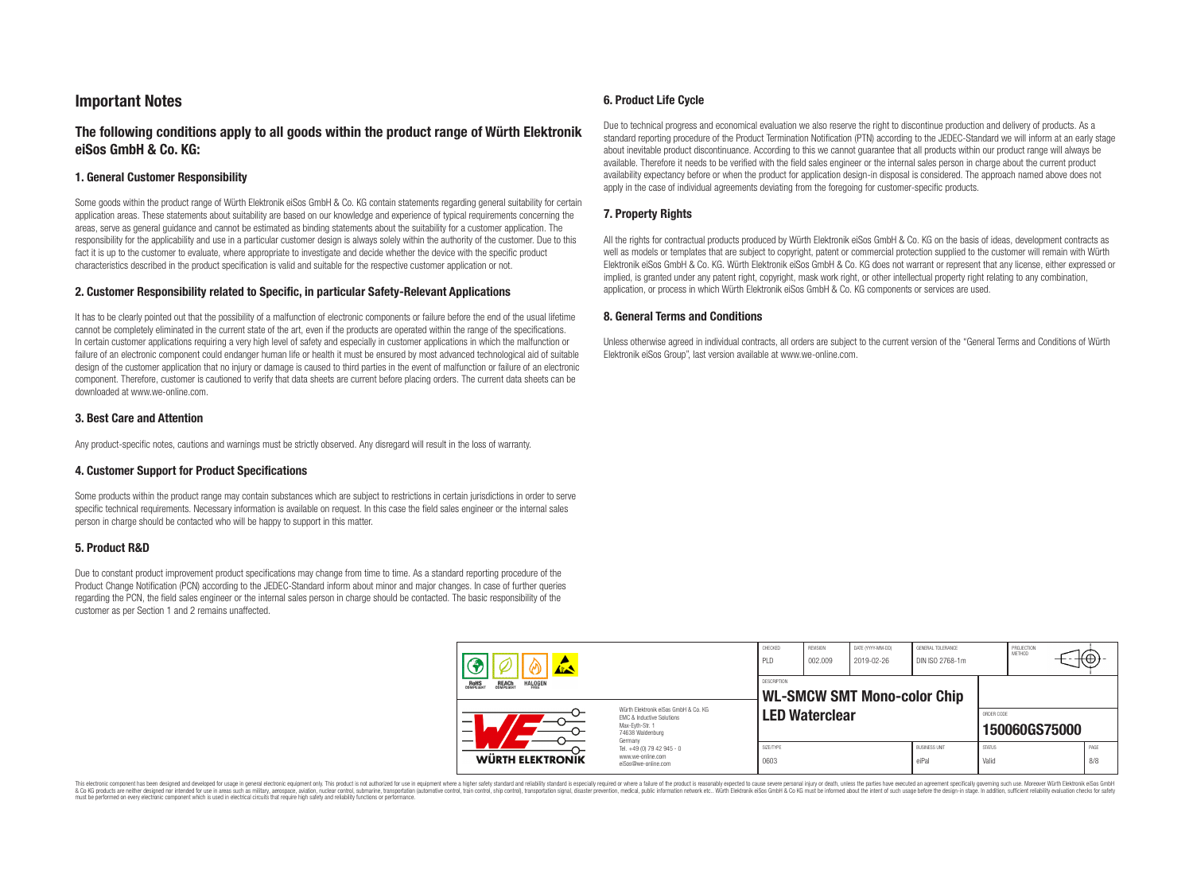# Important Notes

## The following conditions apply to all goods within the product range of Würth Elektronik eiSos GmbH & Co. KG:

### 1. General Customer Responsibility

Some goods within the product range of Würth Elektronik eiSos GmbH & Co. KG contain statements regarding general suitability for certain application areas. These statements about suitability are based on our knowledge and experience of typical requirements concerning the areas, serve as general guidance and cannot be estimated as binding statements about the suitability for a customer application. The responsibility for the applicability and use in a particular customer design is always solely within the authority of the customer. Due to this fact it is up to the customer to evaluate, where appropriate to investigate and decide whether the device with the specific product characteristics described in the product specification is valid and suitable for the respective customer application or not.

### 2. Customer Responsibility related to Specific, in particular Safety-Relevant Applications

It has to be clearly pointed out that the possibility of a malfunction of electronic components or failure before the end of the usual lifetime cannot be completely eliminated in the current state of the art, even if the products are operated within the range of the specifications. In certain customer applications requiring a very high level of safety and especially in customer applications in which the malfunction or failure of an electronic component could endanger human life or health it must be ensured by most advanced technological aid of suitable design of the customer application that no injury or damage is caused to third parties in the event of malfunction or failure of an electronic component. Therefore, customer is cautioned to verify that data sheets are current before placing orders. The current data sheets can be downloaded at www.we-online.com.

### 3. Best Care and Attention

Any product-specific notes, cautions and warnings must be strictly observed. Any disregard will result in the loss of warranty.

### 4. Customer Support for Product Specifications

Some products within the product range may contain substances which are subject to restrictions in certain jurisdictions in order to serve specific technical requirements. Necessary information is available on request. In this case the field sales engineer or the internal sales person in charge should be contacted who will be happy to support in this matter.

### 5. Product R&D

Due to constant product improvement product specifications may change from time to time. As a standard reporting procedure of the Product Change Notification (PCN) according to the JEDEC-Standard inform about minor and major changes. In case of further queries regarding the PCN, the field sales engineer or the internal sales person in charge should be contacted. The basic responsibility of the customer as per Section 1 and 2 remains unaffected.

### 6. Product Life Cycle

Due to technical progress and economical evaluation we also reserve the right to discontinue production and delivery of products. As a standard reporting procedure of the Product Termination Notification (PTN) according to the JEDEC-Standard we will inform at an early stage about inevitable product discontinuance. According to this we cannot guarantee that all products within our product range will always be available. Therefore it needs to be verified with the field sales engineer or the internal sales person in charge about the current product availability expectancy before or when the product for application design-in disposal is considered. The approach named above does not apply in the case of individual agreements deviating from the foregoing for customer-specific products.

### 7. Property Rights

All the rights for contractual products produced by Würth Elektronik eiSos GmbH & Co. KG on the basis of ideas, development contracts as well as models or templates that are subject to copyright, patent or commercial protection supplied to the customer will remain with Würth Elektronik eiSos GmbH & Co. KG. Würth Elektronik eiSos GmbH & Co. KG does not warrant or represent that any license, either expressed or implied, is granted under any patent right, copyright, mask work right, or other intellectual property right relating to any combination, application, or process in which Würth Elektronik eiSos GmbH & Co. KG components or services are used.

### 8. General Terms and Conditions

Unless otherwise agreed in individual contracts, all orders are subject to the current version of the "General Terms and Conditions of Würth Elektronik eiSos Group", last version available at www.we-online.com.

| | | | | | | | |
|---|---|---|---|---|---|---|---|
| RoHS COMPLIANT, REACh COMPLIANT, HALOGEN FREE | | CHECKED PLD | REVISION 002.009 | DATE (YYYY-MM-DD) 2019-02-26 | GENERAL TOLERANCE DIN ISO 2768-1m | PROJECTION METHOD | |
| | | DESCRIPTION **WL-SMCW SMT Mono-color Chip LED Waterclear** | | | | ORDER CODE **150060GS75000** | |
| WÜRTH ELEKTRONIK | Würth Elektronik eiSos GmbH & Co. KG EMC & Inductive Solutions Max-Eyth-Str. 1 74638 Waldenburg Germany Tel. +49 (0) 79 42 945 - 0 www.we-online.com eiSos@we-online.com | SIZE/TYPE 0603 | | | BUSINESS UNIT eiPal | STATUS Valid | PAGE 8/8 |

This electronic component has been designed and developed for usage in general electronic equipment only. This product is not authorized for use in equipment where a higher safety standard and reliability standard is especially required or where a failure of the product is reasonably expected to cause severe personal injury or death, unless the parties have executed an agreement specifically governing such use. Moreover Würth Elektronik eiSos GmbH & Co KG products are neither designed nor intended for use in areas such as military, aerospace, aviation, nuclear control, submarine, transportation (automotive control, train control, ship control), transportation signal, disaster prevention, medical, public information network etc.. Würth Elektronik eiSos GmbH & Co KG must be informed about the intent of such usage before the design-in stage. In addition, sufficient reliability evaluation checks for safety must be performed on every electronic component which is used in electrical circuits that require high safety and reliability functions or performance.